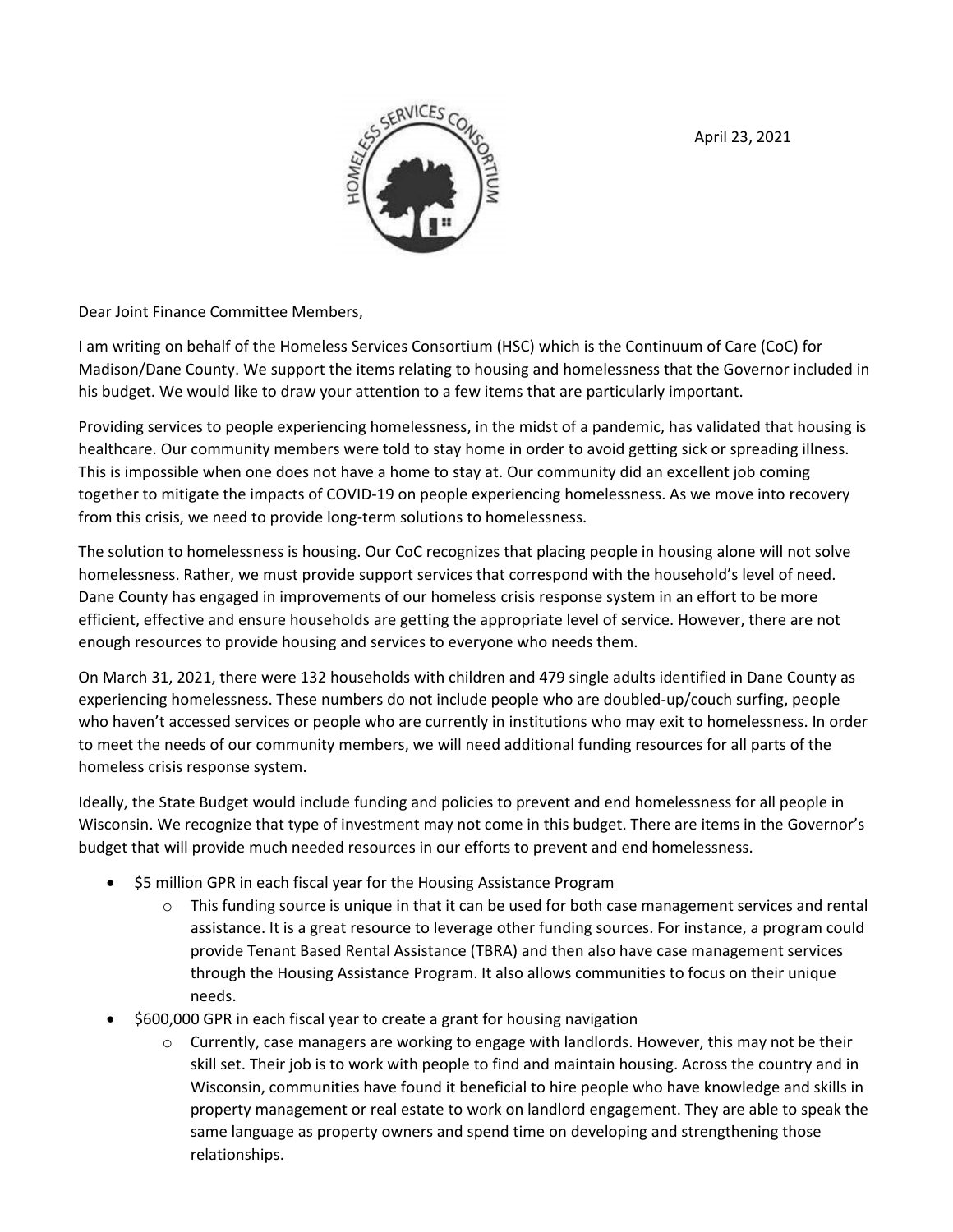April 23, 2021

Dear Joint Finance Committee Members,

I am writing on behalf of the Homeless Services Consortium (HSC) which is the Continuum of Care (CoC) for Madison/Dane County. We support the items relating to housing and homelessness that the Governor included in his budget. We would like to draw your attention to a few items that are particularly important.

Providing services to people experiencing homelessness, in the midst of a pandemic, has validated that housing is healthcare. Our community members were told to stay home in order to avoid getting sick or spreading illness. This is impossible when one does not have a home to stay at. Our community did an excellent job coming together to mitigate the impacts of COVID-19 on people experiencing homelessness. As we move into recovery from this crisis, we need to provide long-term solutions to homelessness.

The solution to homelessness is housing. Our CoC recognizes that placing people in housing alone will not solve homelessness. Rather, we must provide support services that correspond with the household's level of need. Dane County has engaged in improvements of our homeless crisis response system in an effort to be more efficient, effective and ensure households are getting the appropriate level of service. However, there are not enough resources to provide housing and services to everyone who needs them.

On March 31, 2021, there were 132 households with children and 479 single adults identified in Dane County as experiencing homelessness. These numbers do not include people who are doubled-up/couch surfing, people who haven't accessed services or people who are currently in institutions who may exit to homelessness. In order to meet the needs of our community members, we will need additional funding resources for all parts of the homeless crisis response system.

Ideally, the State Budget would include funding and policies to prevent and end homelessness for all people in Wisconsin. We recognize that type of investment may not come in this budget. There are items in the Governor's budget that will provide much needed resources in our efforts to prevent and end homelessness.

- $5 million GPR in each fiscal year for the Housing Assistance Program
  - This funding source is unique in that it can be used for both case management services and rental assistance. It is a great resource to leverage other funding sources. For instance, a program could provide Tenant Based Rental Assistance (TBRA) and then also have case management services through the Housing Assistance Program. It also allows communities to focus on their unique needs.
- $600,000 GPR in each fiscal year to create a grant for housing navigation
  - Currently, case managers are working to engage with landlords. However, this may not be their skill set. Their job is to work with people to find and maintain housing. Across the country and in Wisconsin, communities have found it beneficial to hire people who have knowledge and skills in property management or real estate to work on landlord engagement. They are able to speak the same language as property owners and spend time on developing and strengthening those relationships.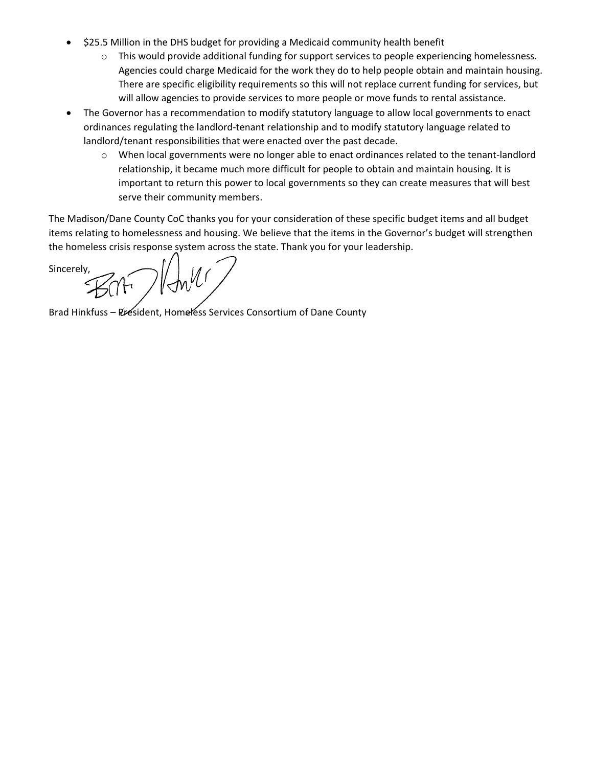- $25.5 Million in the DHS budget for providing a Medicaid community health benefit
  - This would provide additional funding for support services to people experiencing homelessness. Agencies could charge Medicaid for the work they do to help people obtain and maintain housing. There are specific eligibility requirements so this will not replace current funding for services, but will allow agencies to provide services to more people or move funds to rental assistance.
- The Governor has a recommendation to modify statutory language to allow local governments to enact ordinances regulating the landlord-tenant relationship and to modify statutory language related to landlord/tenant responsibilities that were enacted over the past decade.
  - When local governments were no longer able to enact ordinances related to the tenant-landlord relationship, it became much more difficult for people to obtain and maintain housing. It is important to return this power to local governments so they can create measures that will best serve their community members.

The Madison/Dane County CoC thanks you for your consideration of these specific budget items and all budget items relating to homelessness and housing. We believe that the items in the Governor's budget will strengthen the homeless crisis response system across the state. Thank you for your leadership.

Sincerely,

Brad Hinkfuss – President, Homeless Services Consortium of Dane County